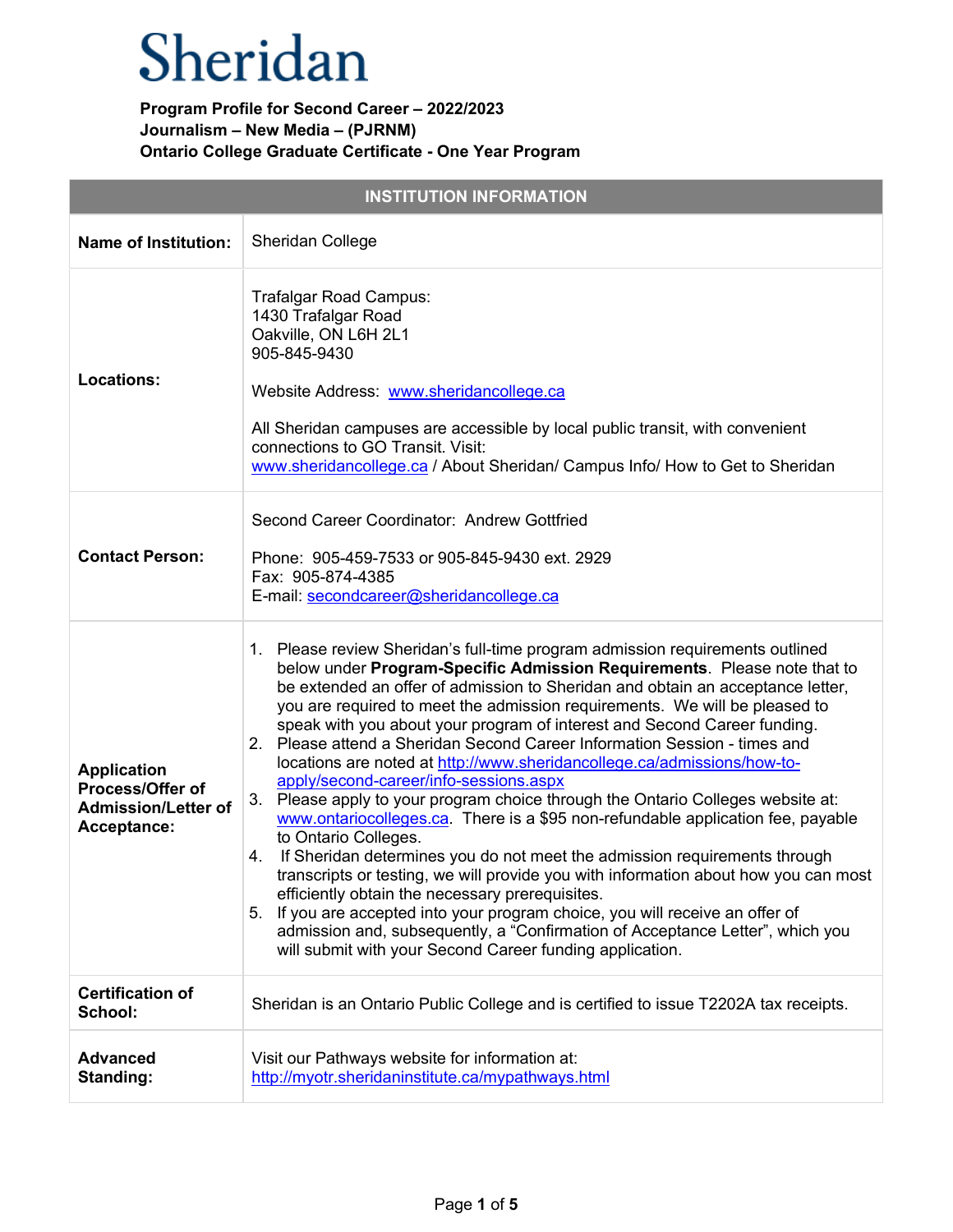# Sheridan

**Program Profile for Second Career – 2022/2023**
**Journalism – New Media – (PJRNM)**
**Ontario College Graduate Certificate - One Year Program**

| INSTITUTION INFORMATION | |
|---|---|
| **Name of Institution:** | Sheridan College |
| **Locations:** | Trafalgar Road Campus:<br>1430 Trafalgar Road<br>Oakville, ON L6H 2L1<br>905-845-9430<br><br>Website Address: www.sheridancollege.ca<br><br>All Sheridan campuses are accessible by local public transit, with convenient connections to GO Transit. Visit:<br>www.sheridancollege.ca / About Sheridan/ Campus Info/ How to Get to Sheridan |
| **Contact Person:** | Second Career Coordinator: Andrew Gottfried<br><br>Phone: 905-459-7533 or 905-845-9430 ext. 2929<br>Fax: 905-874-4385<br>E-mail: secondcareer@sheridancollege.ca |
| **Application Process/Offer of Admission/Letter of Acceptance:** | 1. Please review Sheridan's full-time program admission requirements outlined below under **Program-Specific Admission Requirements**. Please note that to be extended an offer of admission to Sheridan and obtain an acceptance letter, you are required to meet the admission requirements. We will be pleased to speak with you about your program of interest and Second Career funding.<br>2. Please attend a Sheridan Second Career Information Session - times and locations are noted at http://www.sheridancollege.ca/admissions/how-to-apply/second-career/info-sessions.aspx<br>3. Please apply to your program choice through the Ontario Colleges website at: www.ontariocolleges.ca. There is a $95 non-refundable application fee, payable to Ontario Colleges.<br>4. If Sheridan determines you do not meet the admission requirements through transcripts or testing, we will provide you with information about how you can most efficiently obtain the necessary prerequisites.<br>5. If you are accepted into your program choice, you will receive an offer of admission and, subsequently, a "Confirmation of Acceptance Letter", which you will submit with your Second Career funding application. |
| **Certification of School:** | Sheridan is an Ontario Public College and is certified to issue T2202A tax receipts. |
| **Advanced Standing:** | Visit our Pathways website for information at:<br>http://myotr.sheridaninstitute.ca/mypathways.html |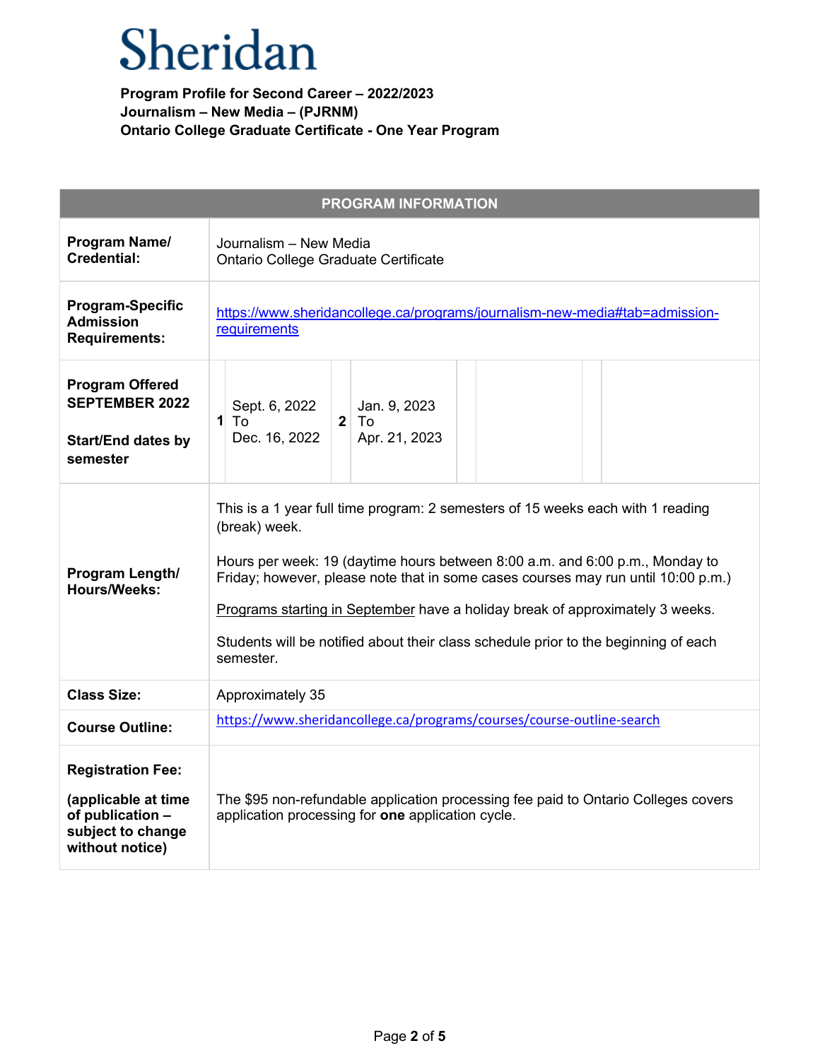# Sheridan

**Program Profile for Second Career – 2022/2023**
**Journalism – New Media – (PJRNM)**
**Ontario College Graduate Certificate - One Year Program**

| PROGRAM INFORMATION | |
|---|---|
| **Program Name/ Credential:** | Journalism – New Media<br>Ontario College Graduate Certificate |
| **Program-Specific Admission Requirements:** | https://www.sheridancollege.ca/programs/journalism-new-media#tab=admission-requirements |
| **Program Offered SEPTEMBER 2022**<br><br>**Start/End dates by semester** | **1** Sept. 6, 2022 To Dec. 16, 2022<br>**2** Jan. 9, 2023 To Apr. 21, 2023 |
| **Program Length/ Hours/Weeks:** | This is a 1 year full time program: 2 semesters of 15 weeks each with 1 reading (break) week.<br><br>Hours per week: 19 (daytime hours between 8:00 a.m. and 6:00 p.m., Monday to Friday; however, please note that in some cases courses may run until 10:00 p.m.)<br><br>Programs starting in September have a holiday break of approximately 3 weeks.<br><br>Students will be notified about their class schedule prior to the beginning of each semester. |
| **Class Size:** | Approximately 35 |
| **Course Outline:** | https://www.sheridancollege.ca/programs/courses/course-outline-search |
| **Registration Fee:**<br><br>**(applicable at time of publication – subject to change without notice)** | The $95 non-refundable application processing fee paid to Ontario Colleges covers application processing for **one** application cycle. |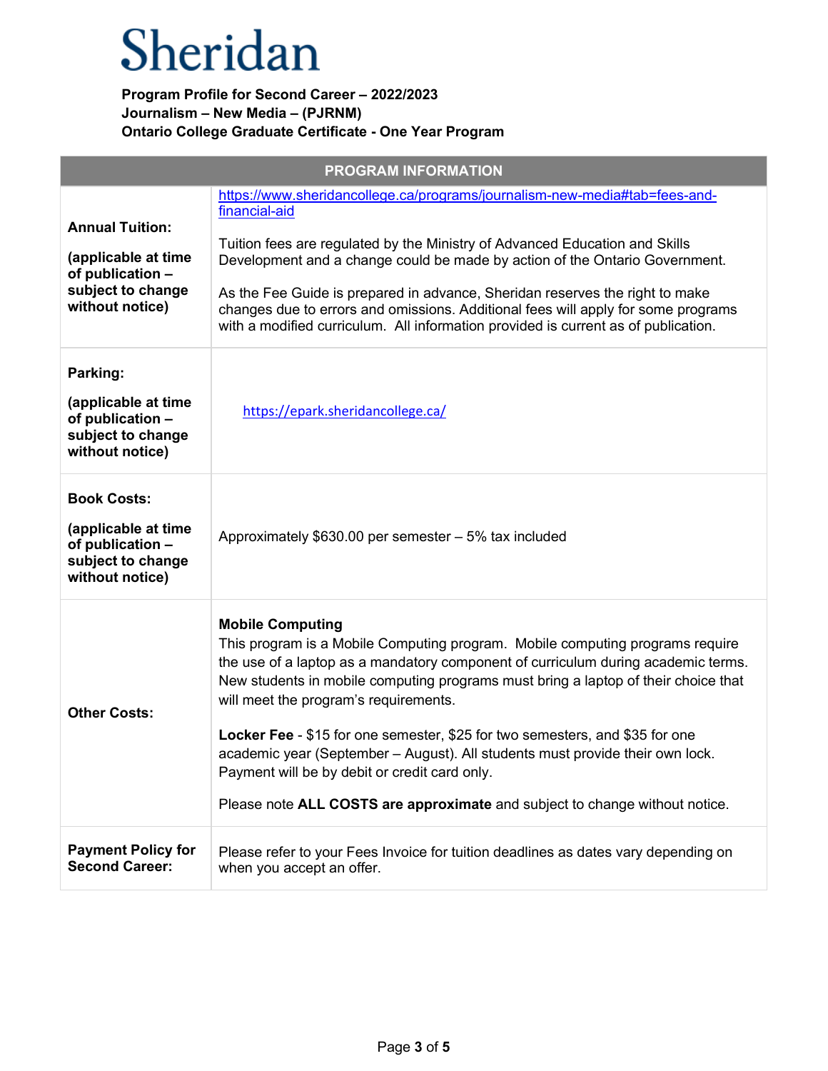# Sheridan

**Program Profile for Second Career – 2022/2023**
**Journalism – New Media – (PJRNM)**
**Ontario College Graduate Certificate - One Year Program**

| PROGRAM INFORMATION | |
|---|---|
| **Annual Tuition:**<br><br>**(applicable at time of publication – subject to change without notice)** | https://www.sheridancollege.ca/programs/journalism-new-media#tab=fees-and-financial-aid<br><br>Tuition fees are regulated by the Ministry of Advanced Education and Skills Development and a change could be made by action of the Ontario Government.<br><br>As the Fee Guide is prepared in advance, Sheridan reserves the right to make changes due to errors and omissions. Additional fees will apply for some programs with a modified curriculum. All information provided is current as of publication. |
| **Parking:**<br><br>**(applicable at time of publication – subject to change without notice)** | https://epark.sheridancollege.ca/ |
| **Book Costs:**<br><br>**(applicable at time of publication – subject to change without notice)** | Approximately $630.00 per semester – 5% tax included |
| **Other Costs:** | **Mobile Computing**<br>This program is a Mobile Computing program. Mobile computing programs require the use of a laptop as a mandatory component of curriculum during academic terms. New students in mobile computing programs must bring a laptop of their choice that will meet the program's requirements.<br><br>**Locker Fee** - $15 for one semester, $25 for two semesters, and $35 for one academic year (September – August). All students must provide their own lock. Payment will be by debit or credit card only.<br><br>Please note **ALL COSTS are approximate** and subject to change without notice. |
| **Payment Policy for Second Career:** | Please refer to your Fees Invoice for tuition deadlines as dates vary depending on when you accept an offer. |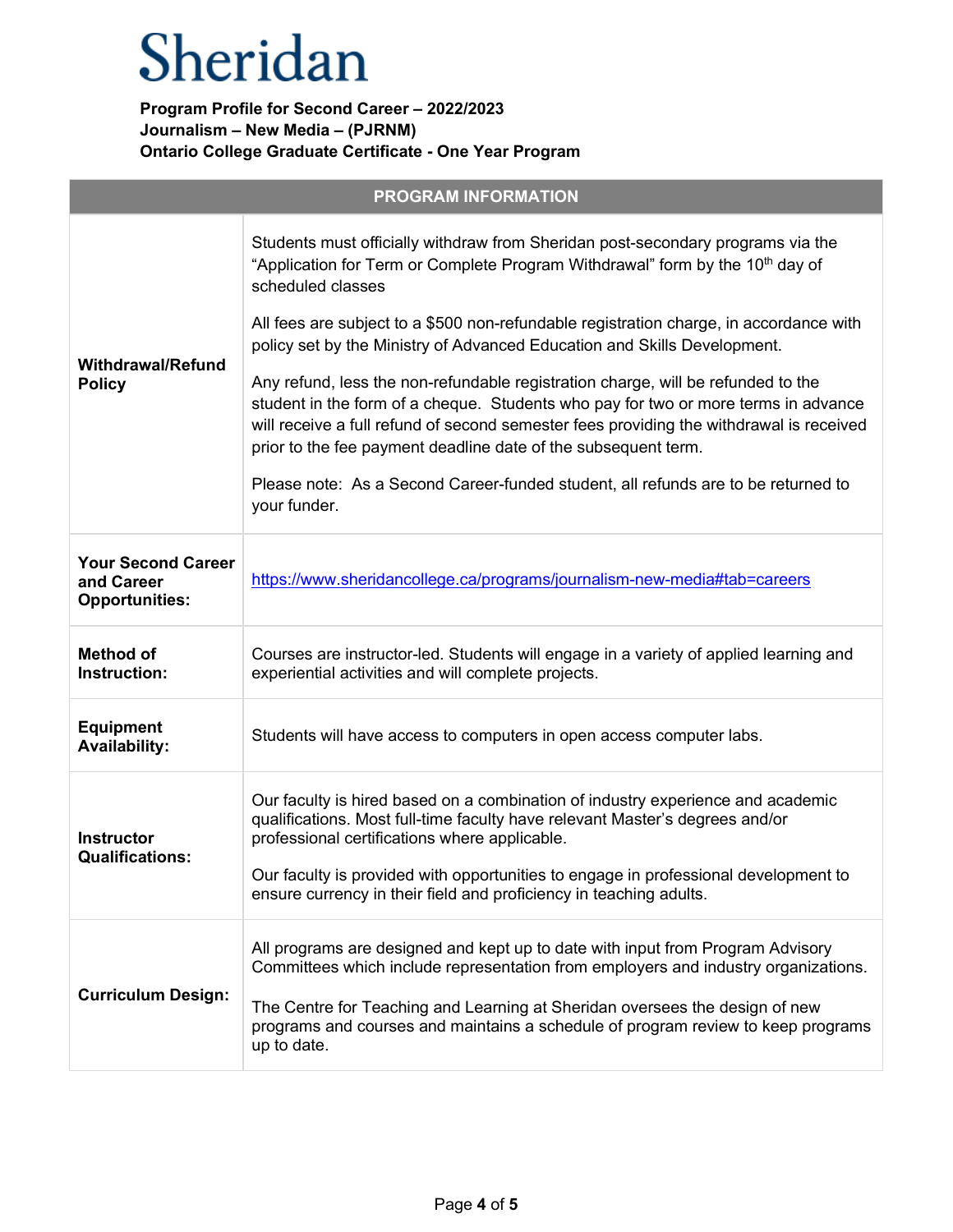# Sheridan

**Program Profile for Second Career – 2022/2023**
**Journalism – New Media – (PJRNM)**
**Ontario College Graduate Certificate - One Year Program**

| PROGRAM INFORMATION | |
|---|---|
| **Withdrawal/Refund Policy** | Students must officially withdraw from Sheridan post-secondary programs via the "Application for Term or Complete Program Withdrawal" form by the 10th day of scheduled classes<br><br>All fees are subject to a $500 non-refundable registration charge, in accordance with policy set by the Ministry of Advanced Education and Skills Development.<br><br>Any refund, less the non-refundable registration charge, will be refunded to the student in the form of a cheque. Students who pay for two or more terms in advance will receive a full refund of second semester fees providing the withdrawal is received prior to the fee payment deadline date of the subsequent term.<br><br>Please note: As a Second Career-funded student, all refunds are to be returned to your funder. |
| **Your Second Career and Career Opportunities:** | https://www.sheridancollege.ca/programs/journalism-new-media#tab=careers |
| **Method of Instruction:** | Courses are instructor-led. Students will engage in a variety of applied learning and experiential activities and will complete projects. |
| **Equipment Availability:** | Students will have access to computers in open access computer labs. |
| **Instructor Qualifications:** | Our faculty is hired based on a combination of industry experience and academic qualifications. Most full-time faculty have relevant Master's degrees and/or professional certifications where applicable.<br><br>Our faculty is provided with opportunities to engage in professional development to ensure currency in their field and proficiency in teaching adults. |
| **Curriculum Design:** | All programs are designed and kept up to date with input from Program Advisory Committees which include representation from employers and industry organizations.<br><br>The Centre for Teaching and Learning at Sheridan oversees the design of new programs and courses and maintains a schedule of program review to keep programs up to date. |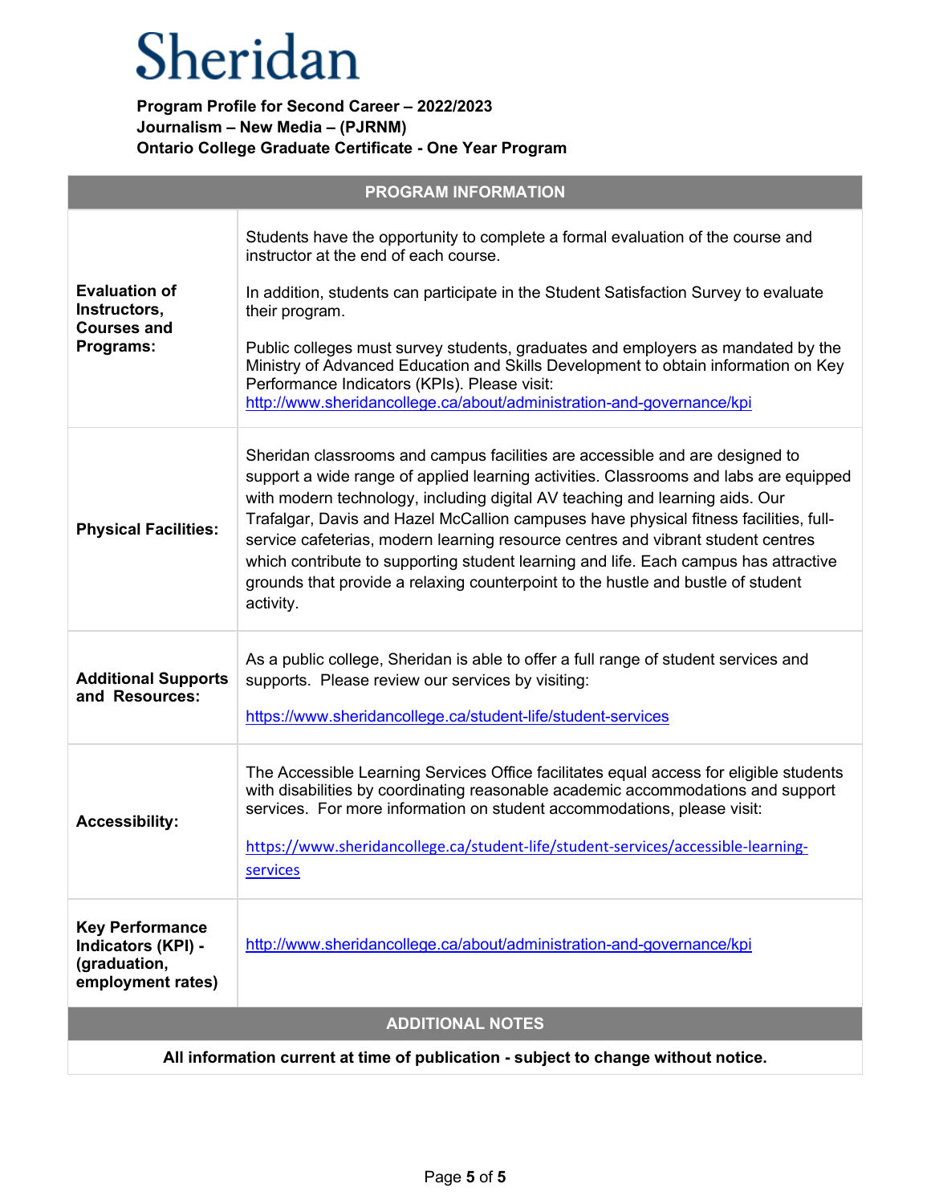# Sheridan

**Program Profile for Second Career – 2022/2023**
**Journalism – New Media – (PJRNM)**
**Ontario College Graduate Certificate - One Year Program**

| PROGRAM INFORMATION | |
|---|---|
| **Evaluation of Instructors, Courses and Programs:** | Students have the opportunity to complete a formal evaluation of the course and instructor at the end of each course.<br><br>In addition, students can participate in the Student Satisfaction Survey to evaluate their program.<br><br>Public colleges must survey students, graduates and employers as mandated by the Ministry of Advanced Education and Skills Development to obtain information on Key Performance Indicators (KPIs). Please visit: http://www.sheridancollege.ca/about/administration-and-governance/kpi |
| **Physical Facilities:** | Sheridan classrooms and campus facilities are accessible and are designed to support a wide range of applied learning activities. Classrooms and labs are equipped with modern technology, including digital AV teaching and learning aids. Our Trafalgar, Davis and Hazel McCallion campuses have physical fitness facilities, full-service cafeterias, modern learning resource centres and vibrant student centres which contribute to supporting student learning and life. Each campus has attractive grounds that provide a relaxing counterpoint to the hustle and bustle of student activity. |
| **Additional Supports and Resources:** | As a public college, Sheridan is able to offer a full range of student services and supports. Please review our services by visiting:<br><br>https://www.sheridancollege.ca/student-life/student-services |
| **Accessibility:** | The Accessible Learning Services Office facilitates equal access for eligible students with disabilities by coordinating reasonable academic accommodations and support services. For more information on student accommodations, please visit:<br><br>https://www.sheridancollege.ca/student-life/student-services/accessible-learning-services |
| **Key Performance Indicators (KPI) - (graduation, employment rates)** | http://www.sheridancollege.ca/about/administration-and-governance/kpi |

| ADDITIONAL NOTES |
|---|
| **All information current at time of publication - subject to change without notice.** |